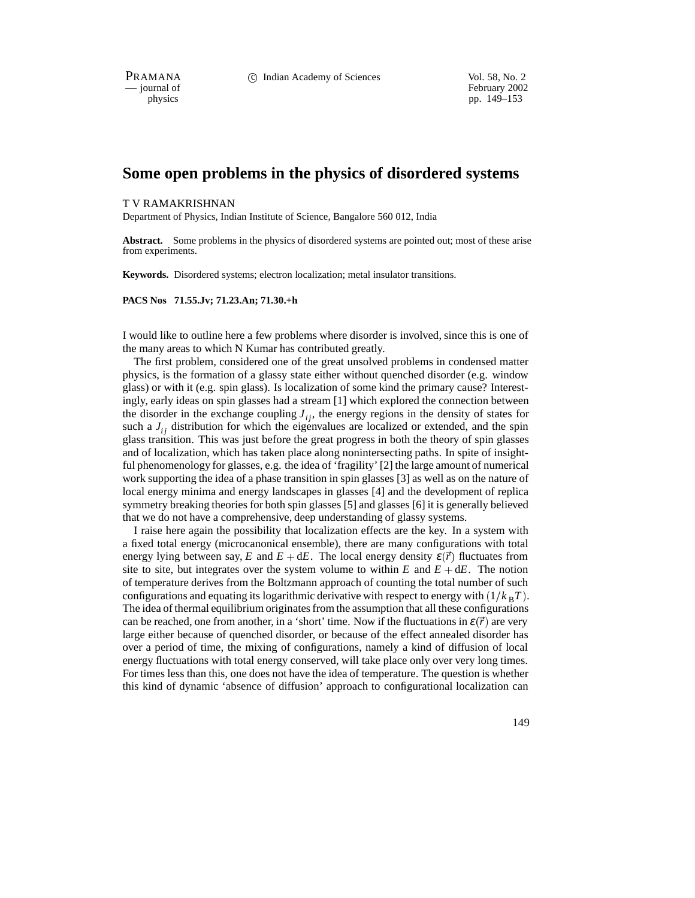# Some open problems in the physics of disordered systems

T V RAMAKRISHNAN

Department of Physics, Indian Institute of Science, Bangalore 560 012, India

**Abstract.** Some problems in the physics of disordered systems are pointed out; most of these arise from experiments.

**Keywords.** Disordered systems; electron localization; metal insulator transitions.

**PACS Nos 71.55.Jv; 71.23.An; 71.30.+h**

I would like to outline here a few problems where disorder is involved, since this is one of the many areas to which N Kumar has contributed greatly.

The first problem, considered one of the great unsolved problems in condensed matter physics, is the formation of a glassy state either without quenched disorder (e.g. window glass) or with it (e.g. spin glass). Is localization of some kind the primary cause? Interestingly, early ideas on spin glasses had a stream [1] which explored the connection between the disorder in the exchange coupling $J_{ij}$, the energy regions in the density of states for such a $J_{ij}$ distribution for which the eigenvalues are localized or extended, and the spin glass transition. This was just before the great progress in both the theory of spin glasses and of localization, which has taken place along nonintersecting paths. In spite of insightful phenomenology for glasses, e.g. the idea of 'fragility' [2] the large amount of numerical work supporting the idea of a phase transition in spin glasses [3] as well as on the nature of local energy minima and energy landscapes in glasses [4] and the development of replica symmetry breaking theories for both spin glasses [5] and glasses [6] it is generally believed that we do not have a comprehensive, deep understanding of glassy systems.

I raise here again the possibility that localization effects are the key. In a system with a fixed total energy (microcanonical ensemble), there are many configurations with total energy lying between say, $E$ and $E+\mathrm{d}E$. The local energy density $\varepsilon(\vec{r})$ fluctuates from site to site, but integrates over the system volume to within $E$ and $E+\mathrm{d}E$. The notion of temperature derives from the Boltzmann approach of counting the total number of such configurations and equating its logarithmic derivative with respect to energy with $(1/k_{\mathrm{B}}T)$. The idea of thermal equilibrium originates from the assumption that all these configurations can be reached, one from another, in a 'short' time. Now if the fluctuations in $\varepsilon(\vec{r})$ are very large either because of quenched disorder, or because of the effect annealed disorder has over a period of time, the mixing of configurations, namely a kind of diffusion of local energy fluctuations with total energy conserved, will take place only over very long times. For times less than this, one does not have the idea of temperature. The question is whether this kind of dynamic 'absence of diffusion' approach to configurational localization can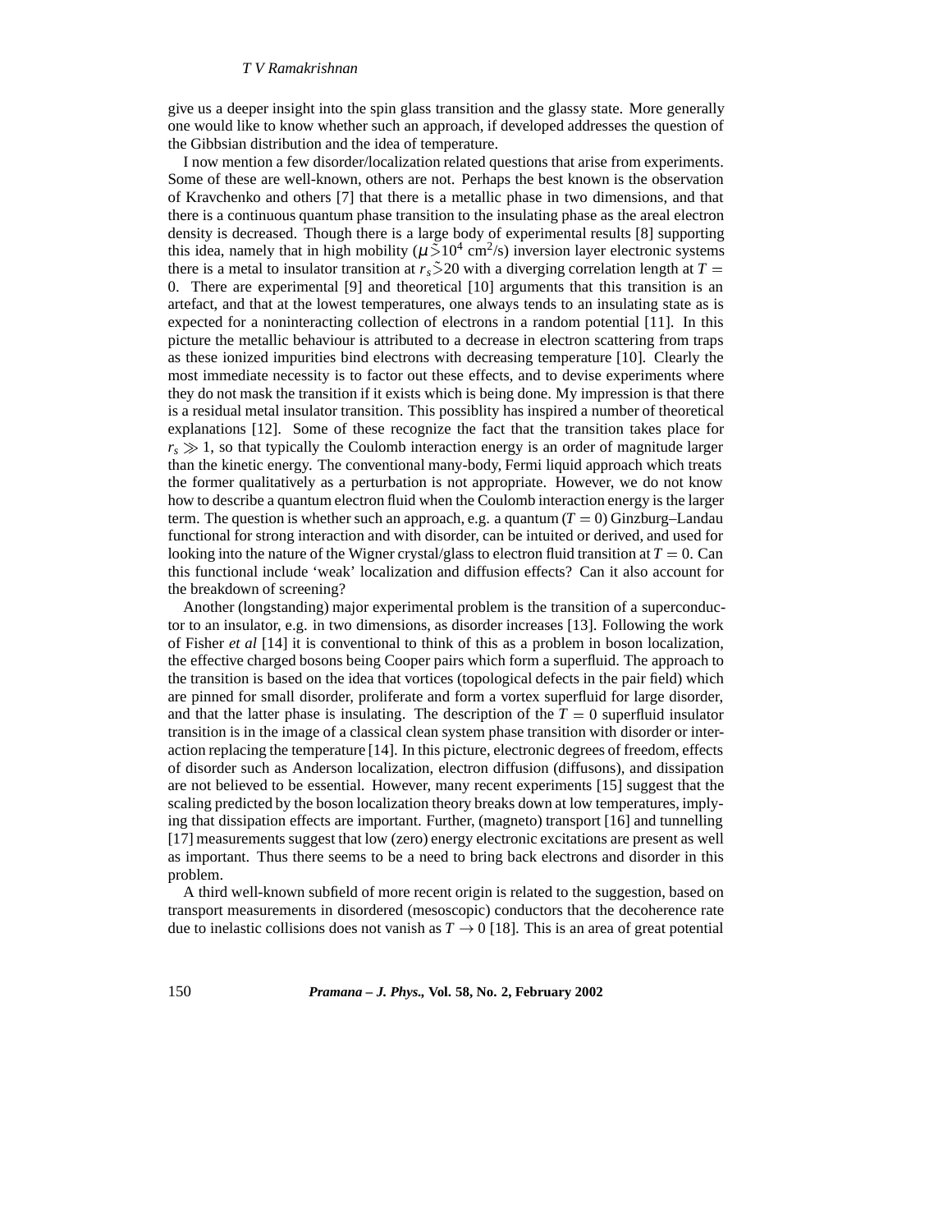give us a deeper insight into the spin glass transition and the glassy state. More generally one would like to know whether such an approach, if developed addresses the question of the Gibbsian distribution and the idea of temperature.

I now mention a few disorder/localization related questions that arise from experiments. Some of these are well-known, others are not. Perhaps the best known is the observation of Kravchenko and others [7] that there is a metallic phase in two dimensions, and that there is a continuous quantum phase transition to the insulating phase as the areal electron density is decreased. Though there is a large body of experimental results [8] supporting this idea, namely that in high mobility ($\mu \tilde{>} 10^4$ cm$^2$/s) inversion layer electronic systems there is a metal to insulator transition at $r_s \tilde{>} 20$ with a diverging correlation length at $T = 0$. There are experimental [9] and theoretical [10] arguments that this transition is an artefact, and that at the lowest temperatures, one always tends to an insulating state as is expected for a noninteracting collection of electrons in a random potential [11]. In this picture the metallic behaviour is attributed to a decrease in electron scattering from traps as these ionized impurities bind electrons with decreasing temperature [10]. Clearly the most immediate necessity is to factor out these effects, and to devise experiments where they do not mask the transition if it exists which is being done. My impression is that there is a residual metal insulator transition. This possiblity has inspired a number of theoretical explanations [12]. Some of these recognize the fact that the transition takes place for $r_s \gg 1$, so that typically the Coulomb interaction energy is an order of magnitude larger than the kinetic energy. The conventional many-body, Fermi liquid approach which treats the former qualitatively as a perturbation is not appropriate. However, we do not know how to describe a quantum electron fluid when the Coulomb interaction energy is the larger term. The question is whether such an approach, e.g. a quantum ($T = 0$) Ginzburg–Landau functional for strong interaction and with disorder, can be intuited or derived, and used for looking into the nature of the Wigner crystal/glass to electron fluid transition at $T = 0$. Can this functional include 'weak' localization and diffusion effects? Can it also account for the breakdown of screening?

Another (longstanding) major experimental problem is the transition of a superconductor to an insulator, e.g. in two dimensions, as disorder increases [13]. Following the work of Fisher *et al* [14] it is conventional to think of this as a problem in boson localization, the effective charged bosons being Cooper pairs which form a superfluid. The approach to the transition is based on the idea that vortices (topological defects in the pair field) which are pinned for small disorder, proliferate and form a vortex superfluid for large disorder, and that the latter phase is insulating. The description of the $T = 0$ superfluid insulator transition is in the image of a classical clean system phase transition with disorder or interaction replacing the temperature [14]. In this picture, electronic degrees of freedom, effects of disorder such as Anderson localization, electron diffusion (diffusons), and dissipation are not believed to be essential. However, many recent experiments [15] suggest that the scaling predicted by the boson localization theory breaks down at low temperatures, implying that dissipation effects are important. Further, (magneto) transport [16] and tunnelling [17] measurements suggest that low (zero) energy electronic excitations are present as well as important. Thus there seems to be a need to bring back electrons and disorder in this problem.

A third well-known subfield of more recent origin is related to the suggestion, based on transport measurements in disordered (mesoscopic) conductors that the decoherence rate due to inelastic collisions does not vanish as $T \to 0$ [18]. This is an area of great potential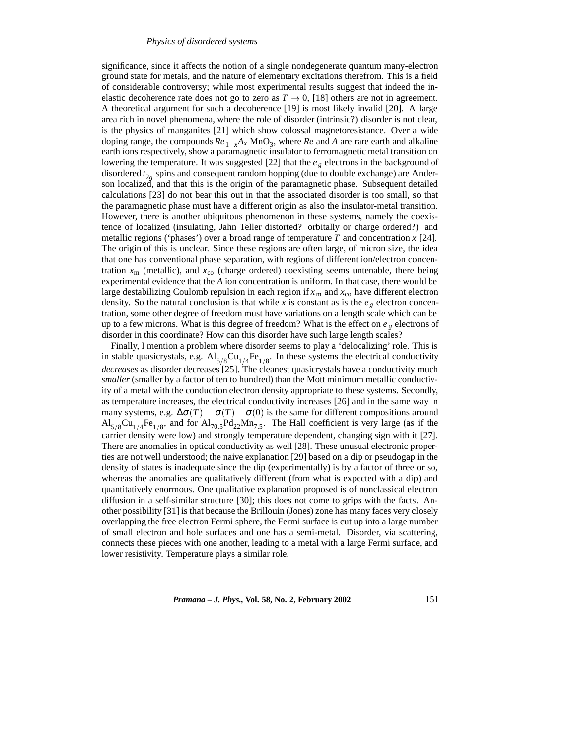significance, since it affects the notion of a single nondegenerate quantum many-electron ground state for metals, and the nature of elementary excitations therefrom. This is a field of considerable controversy; while most experimental results suggest that indeed the inelastic decoherence rate does not go to zero as $T \to 0$, [18] others are not in agreement. A theoretical argument for such a decoherence [19] is most likely invalid [20]. A large area rich in novel phenomena, where the role of disorder (intrinsic?) disorder is not clear, is the physics of manganites [21] which show colossal magnetoresistance. Over a wide doping range, the compounds $Re_{1-x}A_x\, MnO_3$, where *Re* and *A* are rare earth and alkaline earth ions respectively, show a paramagnetic insulator to ferromagnetic metal transition on lowering the temperature. It was suggested [22] that the $e_g$ electrons in the background of disordered $t_{2g}$ spins and consequent random hopping (due to double exchange) are Anderson localized, and that this is the origin of the paramagnetic phase. Subsequent detailed calculations [23] do not bear this out in that the associated disorder is too small, so that the paramagnetic phase must have a different origin as also the insulator-metal transition. However, there is another ubiquitous phenomenon in these systems, namely the coexistence of localized (insulating, Jahn Teller distorted? orbitally or charge ordered?) and metallic regions ('phases') over a broad range of temperature $T$ and concentration $x$ [24]. The origin of this is unclear. Since these regions are often large, of micron size, the idea that one has conventional phase separation, with regions of different ion/electron concentration $x_{\rm m}$ (metallic), and $x_{\rm co}$ (charge ordered) coexisting seems untenable, there being experimental evidence that the *A* ion concentration is uniform. In that case, there would be large destabilizing Coulomb repulsion in each region if $x_{\rm m}$ and $x_{\rm co}$ have different electron density. So the natural conclusion is that while $x$ is constant as is the $e_g$ electron concentration, some other degree of freedom must have variations on a length scale which can be up to a few microns. What is this degree of freedom? What is the effect on $e_g$ electrons of disorder in this coordinate? How can this disorder have such large length scales?

Finally, I mention a problem where disorder seems to play a 'delocalizing' role. This is in stable quasicrystals, e.g. $Al_{5/8}Cu_{1/4}Fe_{1/8}$. In these systems the electrical conductivity *decreases* as disorder decreases [25]. The cleanest quasicrystals have a conductivity much *smaller* (smaller by a factor of ten to hundred) than the Mott minimum metallic conductivity of a metal with the conduction electron density appropriate to these systems. Secondly, as temperature increases, the electrical conductivity increases [26] and in the same way in many systems, e.g. $\Delta\sigma(T) = \sigma(T) - \sigma(0)$ is the same for different compositions around $Al_{5/8}Cu_{1/4}Fe_{1/8}$, and for $Al_{70.5}Pd_{22}Mn_{7.5}$. The Hall coefficient is very large (as if the carrier density were low) and strongly temperature dependent, changing sign with it [27]. There are anomalies in optical conductivity as well [28]. These unusual electronic properties are not well understood; the naive explanation [29] based on a dip or pseudogap in the density of states is inadequate since the dip (experimentally) is by a factor of three or so, whereas the anomalies are qualitatively different (from what is expected with a dip) and quantitatively enormous. One qualitative explanation proposed is of nonclassical electron diffusion in a self-similar structure [30]; this does not come to grips with the facts. Another possibility [31] is that because the Brillouin (Jones) zone has many faces very closely overlapping the free electron Fermi sphere, the Fermi surface is cut up into a large number of small electron and hole surfaces and one has a semi-metal. Disorder, via scattering, connects these pieces with one another, leading to a metal with a large Fermi surface, and lower resistivity. Temperature plays a similar role.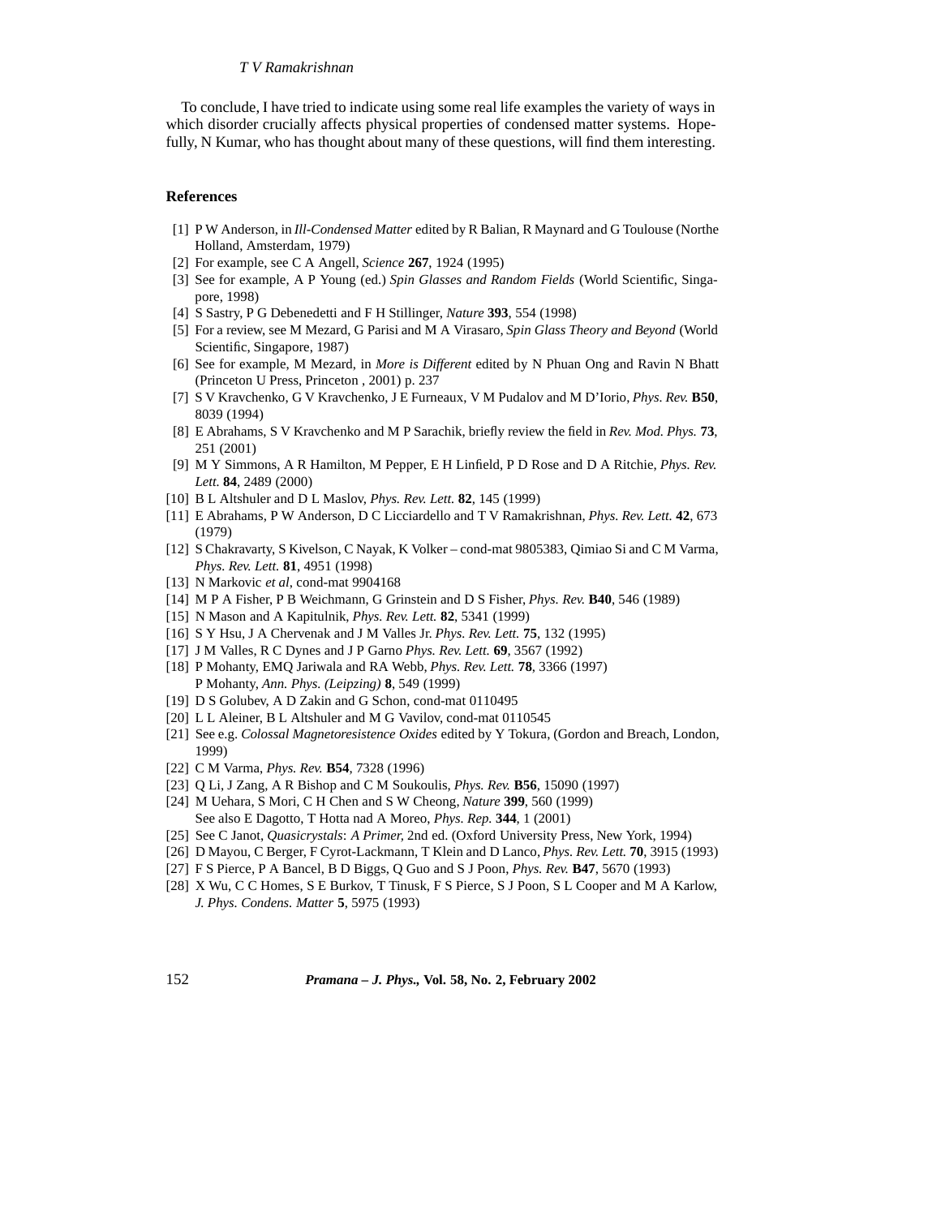To conclude, I have tried to indicate using some real life examples the variety of ways in which disorder crucially affects physical properties of condensed matter systems. Hopefully, N Kumar, who has thought about many of these questions, will find them interesting.

## References

[1] P W Anderson, in *Ill-Condensed Matter* edited by R Balian, R Maynard and G Toulouse (Northe Holland, Amsterdam, 1979)

[2] For example, see C A Angell, *Science* **267**, 1924 (1995)

[3] See for example, A P Young (ed.) *Spin Glasses and Random Fields* (World Scientific, Singapore, 1998)

[4] S Sastry, P G Debenedetti and F H Stillinger, *Nature* **393**, 554 (1998)

[5] For a review, see M Mezard, G Parisi and M A Virasaro, *Spin Glass Theory and Beyond* (World Scientific, Singapore, 1987)

[6] See for example, M Mezard, in *More is Different* edited by N Phuan Ong and Ravin N Bhatt (Princeton U Press, Princeton , 2001) p. 237

[7] S V Kravchenko, G V Kravchenko, J E Furneaux, V M Pudalov and M D'Iorio, *Phys. Rev.* **B50**, 8039 (1994)

[8] E Abrahams, S V Kravchenko and M P Sarachik, briefly review the field in *Rev. Mod. Phys.* **73**, 251 (2001)

[9] M Y Simmons, A R Hamilton, M Pepper, E H Linfield, P D Rose and D A Ritchie, *Phys. Rev. Lett.* **84**, 2489 (2000)

[10] B L Altshuler and D L Maslov, *Phys. Rev. Lett.* **82**, 145 (1999)

[11] E Abrahams, P W Anderson, D C Licciardello and T V Ramakrishnan, *Phys. Rev. Lett.* **42**, 673 (1979)

[12] S Chakravarty, S Kivelson, C Nayak, K Volker – cond-mat 9805383, Qimiao Si and C M Varma, *Phys. Rev. Lett.* **81**, 4951 (1998)

[13] N Markovic *et al*, cond-mat 9904168

[14] M P A Fisher, P B Weichmann, G Grinstein and D S Fisher, *Phys. Rev.* **B40**, 546 (1989)

[15] N Mason and A Kapitulnik, *Phys. Rev. Lett.* **82**, 5341 (1999)

[16] S Y Hsu, J A Chervenak and J M Valles Jr. *Phys. Rev. Lett.* **75**, 132 (1995)

[17] J M Valles, R C Dynes and J P Garno *Phys. Rev. Lett.* **69**, 3567 (1992)

[18] P Mohanty, EMQ Jariwala and RA Webb, *Phys. Rev. Lett.* **78**, 3366 (1997)
P Mohanty, *Ann. Phys. (Leipzing)* **8**, 549 (1999)

[19] D S Golubev, A D Zakin and G Schon, cond-mat 0110495

[20] L L Aleiner, B L Altshuler and M G Vavilov, cond-mat 0110545

[21] See e.g. *Colossal Magnetoresistence Oxides* edited by Y Tokura, (Gordon and Breach, London, 1999)

[22] C M Varma, *Phys. Rev.* **B54**, 7328 (1996)

[23] Q Li, J Zang, A R Bishop and C M Soukoulis, *Phys. Rev.* **B56**, 15090 (1997)

[24] M Uehara, S Mori, C H Chen and S W Cheong, *Nature* **399**, 560 (1999)
See also E Dagotto, T Hotta nad A Moreo, *Phys. Rep.* **344**, 1 (2001)

[25] See C Janot, *Quasicrystals*: *A Primer*, 2nd ed. (Oxford University Press, New York, 1994)

[26] D Mayou, C Berger, F Cyrot-Lackmann, T Klein and D Lanco, *Phys. Rev. Lett.* **70**, 3915 (1993)

[27] F S Pierce, P A Bancel, B D Biggs, Q Guo and S J Poon, *Phys. Rev.* **B47**, 5670 (1993)

[28] X Wu, C C Homes, S E Burkov, T Tinusk, F S Pierce, S J Poon, S L Cooper and M A Karlow, *J. Phys. Condens. Matter* **5**, 5975 (1993)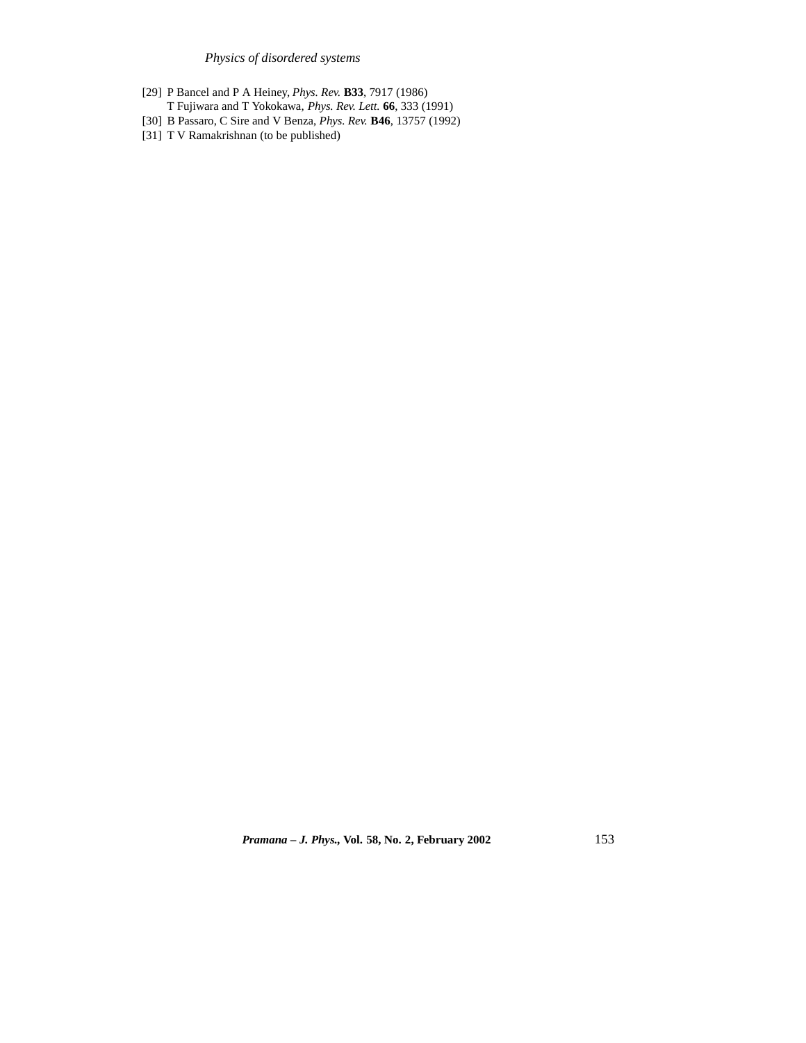[29] P Bancel and P A Heiney, *Phys. Rev.* **B33**, 7917 (1986)
T Fujiwara and T Yokokawa, *Phys. Rev. Lett.* **66**, 333 (1991)

[30] B Passaro, C Sire and V Benza, *Phys. Rev.* **B46**, 13757 (1992)

[31] T V Ramakrishnan (to be published)